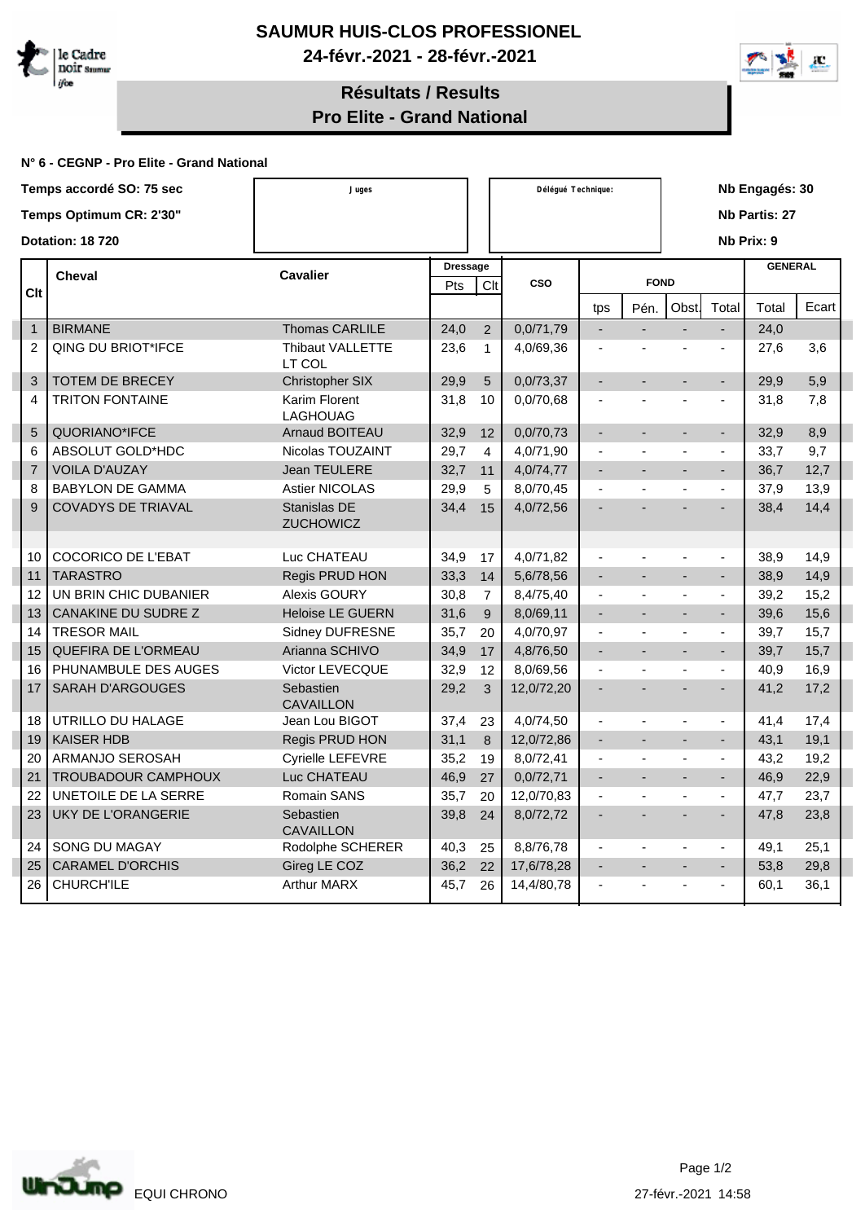# SAUMUR HUIS-CLOS PROFESSIONEL

**24-févr.-2021 - 28-févr.-2021**

## Résultats / Results
## Pro Elite - Grand National

**N° 6 - CEGNP - Pro Elite - Grand National**

**Temps accordé SO: 75 sec**
**Temps Optimum CR: 2'30"**
**Dotation: 18 720**

Juges

Délégué Technique:

**Nb Engagés: 30**
**Nb Partis: 27**
**Nb Prix: 9**

| Clt | Cheval | Cavalier | Dressage | | CSO | FOND | | | | GENERAL | |
|---|---|---|---|---|---|---|---|---|---|---|---|
| | | | Pts | Clt | | tps | Pén. | Obst. | Total | Total | Ecart |
| 1 | BIRMANE | Thomas CARLILE | 24,0 | 2 | 0,0/71,79 | - | - | - | - | 24,0 | |
| 2 | QING DU BRIOT*IFCE | Thibaut VALLETTE LT COL | 23,6 | 1 | 4,0/69,36 | - | - | - | - | 27,6 | 3,6 |
| 3 | TOTEM DE BRECEY | Christopher SIX | 29,9 | 5 | 0,0/73,37 | - | - | - | - | 29,9 | 5,9 |
| 4 | TRITON FONTAINE | Karim Florent LAGHOUAG | 31,8 | 10 | 0,0/70,68 | - | - | - | - | 31,8 | 7,8 |
| 5 | QUORIANO*IFCE | Arnaud BOITEAU | 32,9 | 12 | 0,0/70,73 | - | - | - | - | 32,9 | 8,9 |
| 6 | ABSOLUT GOLD*HDC | Nicolas TOUZAINT | 29,7 | 4 | 4,0/71,90 | - | - | - | - | 33,7 | 9,7 |
| 7 | VOILA D'AUZAY | Jean TEULERE | 32,7 | 11 | 4,0/74,77 | - | - | - | - | 36,7 | 12,7 |
| 8 | BABYLON DE GAMMA | Astier NICOLAS | 29,9 | 5 | 8,0/70,45 | - | - | - | - | 37,9 | 13,9 |
| 9 | COVADYS DE TRIAVAL | Stanislas DE ZUCHOWICZ | 34,4 | 15 | 4,0/72,56 | - | - | - | - | 38,4 | 14,4 |
| 10 | COCORICO DE L'EBAT | Luc CHATEAU | 34,9 | 17 | 4,0/71,82 | - | - | - | - | 38,9 | 14,9 |
| 11 | TARASTRO | Regis PRUD HON | 33,3 | 14 | 5,6/78,56 | - | - | - | - | 38,9 | 14,9 |
| 12 | UN BRIN CHIC DUBANIER | Alexis GOURY | 30,8 | 7 | 8,4/75,40 | - | - | - | - | 39,2 | 15,2 |
| 13 | CANAKINE DU SUDRE Z | Heloise LE GUERN | 31,6 | 9 | 8,0/69,11 | - | - | - | - | 39,6 | 15,6 |
| 14 | TRESOR MAIL | Sidney DUFRESNE | 35,7 | 20 | 4,0/70,97 | - | - | - | - | 39,7 | 15,7 |
| 15 | QUEFIRA DE L'ORMEAU | Arianna SCHIVO | 34,9 | 17 | 4,8/76,50 | - | - | - | - | 39,7 | 15,7 |
| 16 | PHUNAMBULE DES AUGES | Victor LEVECQUE | 32,9 | 12 | 8,0/69,56 | - | - | - | - | 40,9 | 16,9 |
| 17 | SARAH D'ARGOUGES | Sebastien CAVAILLON | 29,2 | 3 | 12,0/72,20 | - | - | - | - | 41,2 | 17,2 |
| 18 | UTRILLO DU HALAGE | Jean Lou BIGOT | 37,4 | 23 | 4,0/74,50 | - | - | - | - | 41,4 | 17,4 |
| 19 | KAISER HDB | Regis PRUD HON | 31,1 | 8 | 12,0/72,86 | - | - | - | - | 43,1 | 19,1 |
| 20 | ARMANJO SEROSAH | Cyrielle LEFEVRE | 35,2 | 19 | 8,0/72,41 | - | - | - | - | 43,2 | 19,2 |
| 21 | TROUBADOUR CAMPHOUX | Luc CHATEAU | 46,9 | 27 | 0,0/72,71 | - | - | - | - | 46,9 | 22,9 |
| 22 | UNETOILE DE LA SERRE | Romain SANS | 35,7 | 20 | 12,0/70,83 | - | - | - | - | 47,7 | 23,7 |
| 23 | UKY DE L'ORANGERIE | Sebastien CAVAILLON | 39,8 | 24 | 8,0/72,72 | - | - | - | - | 47,8 | 23,8 |
| 24 | SONG DU MAGAY | Rodolphe SCHERER | 40,3 | 25 | 8,8/76,78 | - | - | - | - | 49,1 | 25,1 |
| 25 | CARAMEL D'ORCHIS | Gireg LE COZ | 36,2 | 22 | 17,6/78,28 | - | - | - | - | 53,8 | 29,8 |
| 26 | CHURCH'ILE | Arthur MARX | 45,7 | 26 | 14,4/80,78 | - | - | - | - | 60,1 | 36,1 |

EQUI CHRONO

27-févr.-2021 14:58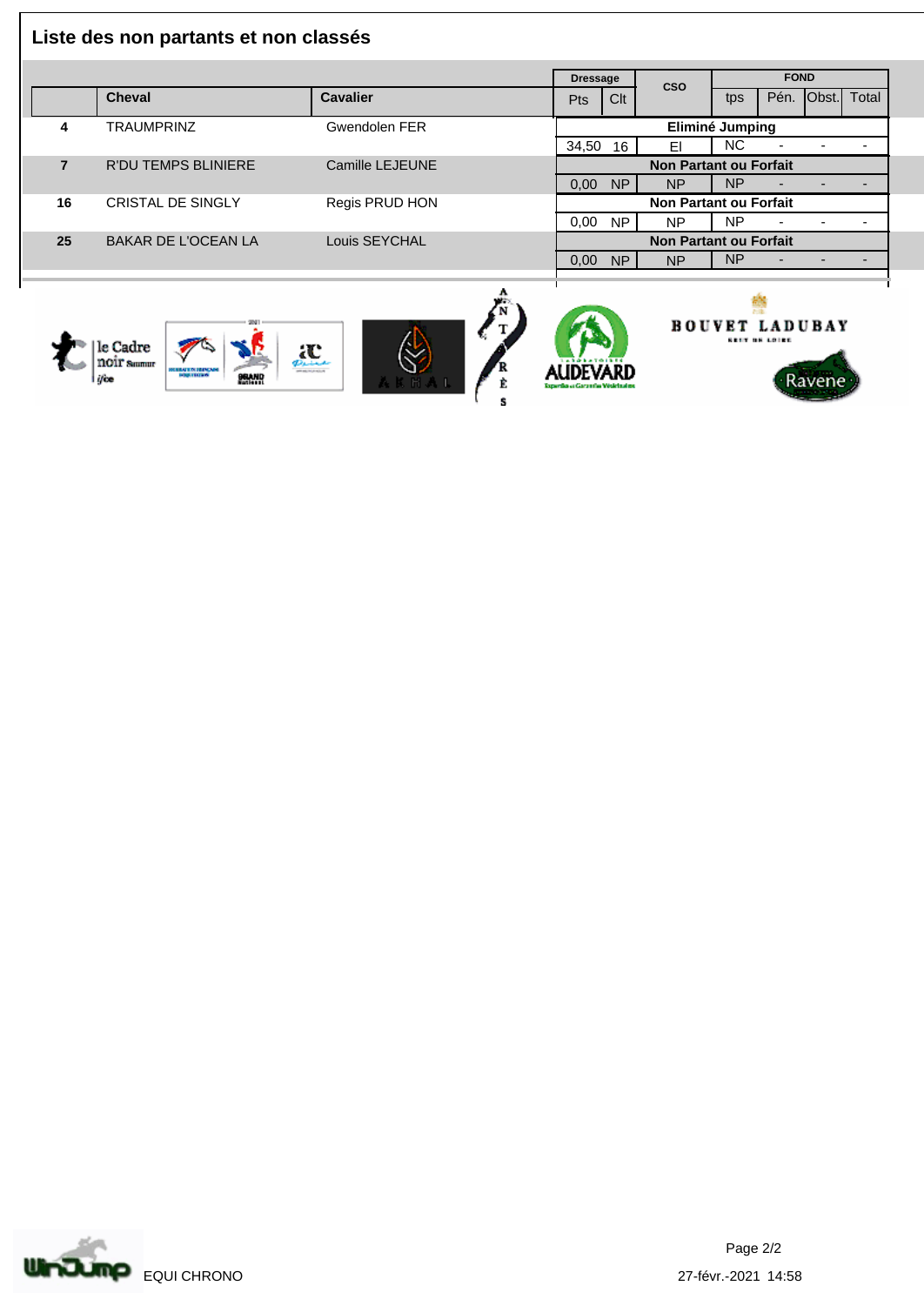## Liste des non partants et non classés

| | Cheval | Cavalier | Dressage | | CSO | FOND | | | |
|---|---|---|---|---|---|---|---|---|---|
| | | | Pts | Clt | | tps | Pén. | Obst. | Total |
| 4 | TRAUMPRINZ | Gwendolen FER | Eliminé Jumping | | | | | | |
| | | | 34,50 | 16 | El | NC | - | - | - |
| 7 | R'DU TEMPS BLINIERE | Camille LEJEUNE | Non Partant ou Forfait | | | | | | |
| | | | 0,00 | NP | NP | NP | - | - | - |
| 16 | CRISTAL DE SINGLY | Regis PRUD HON | Non Partant ou Forfait | | | | | | |
| | | | 0,00 | NP | NP | NP | - | - | - |
| 25 | BAKAR DE L'OCEAN LA | Louis SEYCHAL | Non Partant ou Forfait | | | | | | |
| | | | 0,00 | NP | NP | NP | - | - | - |

EQUI CHRONO

27-févr.-2021 14:58